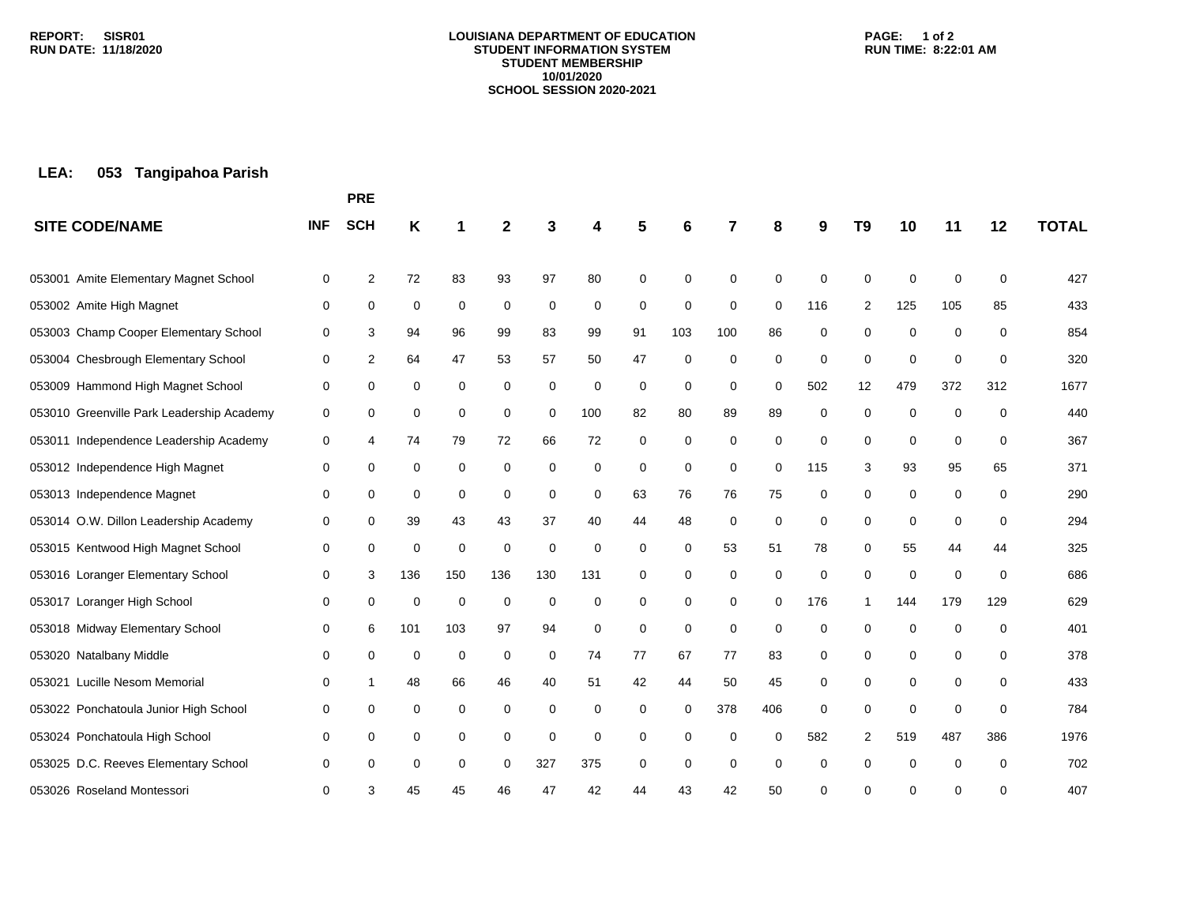**REPORT: SISR01**
**RUN DATE: 11/18/2020**

**LOUISIANA DEPARTMENT OF EDUCATION**
**STUDENT INFORMATION SYSTEM**
**STUDENT MEMBERSHIP**
**10/01/2020**
**SCHOOL SESSION 2020-2021**

**RUN TIME: 8:22:01 AM**

## LEA: 053 Tangipahoa Parish

| SITE CODE/NAME | INF | PRE SCH | K | 1 | 2 | 3 | 4 | 5 | 6 | 7 | 8 | 9 | T9 | 10 | 11 | 12 | TOTAL |
|---|---|---|---|---|---|---|---|---|---|---|---|---|---|---|---|---|---|
| 053001 Amite Elementary Magnet School | 0 | 2 | 72 | 83 | 93 | 97 | 80 | 0 | 0 | 0 | 0 | 0 | 0 | 0 | 0 | 0 | 427 |
| 053002 Amite High Magnet | 0 | 0 | 0 | 0 | 0 | 0 | 0 | 0 | 0 | 0 | 0 | 116 | 2 | 125 | 105 | 85 | 433 |
| 053003 Champ Cooper Elementary School | 0 | 3 | 94 | 96 | 99 | 83 | 99 | 91 | 103 | 100 | 86 | 0 | 0 | 0 | 0 | 0 | 854 |
| 053004 Chesbrough Elementary School | 0 | 2 | 64 | 47 | 53 | 57 | 50 | 47 | 0 | 0 | 0 | 0 | 0 | 0 | 0 | 0 | 320 |
| 053009 Hammond High Magnet School | 0 | 0 | 0 | 0 | 0 | 0 | 0 | 0 | 0 | 0 | 0 | 502 | 12 | 479 | 372 | 312 | 1677 |
| 053010 Greenville Park Leadership Academy | 0 | 0 | 0 | 0 | 0 | 0 | 100 | 82 | 80 | 89 | 89 | 0 | 0 | 0 | 0 | 0 | 440 |
| 053011 Independence Leadership Academy | 0 | 4 | 74 | 79 | 72 | 66 | 72 | 0 | 0 | 0 | 0 | 0 | 0 | 0 | 0 | 0 | 367 |
| 053012 Independence High Magnet | 0 | 0 | 0 | 0 | 0 | 0 | 0 | 0 | 0 | 0 | 0 | 115 | 3 | 93 | 95 | 65 | 371 |
| 053013 Independence Magnet | 0 | 0 | 0 | 0 | 0 | 0 | 0 | 63 | 76 | 76 | 75 | 0 | 0 | 0 | 0 | 0 | 290 |
| 053014 O.W. Dillon Leadership Academy | 0 | 0 | 39 | 43 | 43 | 37 | 40 | 44 | 48 | 0 | 0 | 0 | 0 | 0 | 0 | 0 | 294 |
| 053015 Kentwood High Magnet School | 0 | 0 | 0 | 0 | 0 | 0 | 0 | 0 | 0 | 53 | 51 | 78 | 0 | 55 | 44 | 44 | 325 |
| 053016 Loranger Elementary School | 0 | 3 | 136 | 150 | 136 | 130 | 131 | 0 | 0 | 0 | 0 | 0 | 0 | 0 | 0 | 0 | 686 |
| 053017 Loranger High School | 0 | 0 | 0 | 0 | 0 | 0 | 0 | 0 | 0 | 0 | 0 | 176 | 1 | 144 | 179 | 129 | 629 |
| 053018 Midway Elementary School | 0 | 6 | 101 | 103 | 97 | 94 | 0 | 0 | 0 | 0 | 0 | 0 | 0 | 0 | 0 | 0 | 401 |
| 053020 Natalbany Middle | 0 | 0 | 0 | 0 | 0 | 0 | 74 | 77 | 67 | 77 | 83 | 0 | 0 | 0 | 0 | 0 | 378 |
| 053021 Lucille Nesom Memorial | 0 | 1 | 48 | 66 | 46 | 40 | 51 | 42 | 44 | 50 | 45 | 0 | 0 | 0 | 0 | 0 | 433 |
| 053022 Ponchatoula Junior High School | 0 | 0 | 0 | 0 | 0 | 0 | 0 | 0 | 0 | 378 | 406 | 0 | 0 | 0 | 0 | 0 | 784 |
| 053024 Ponchatoula High School | 0 | 0 | 0 | 0 | 0 | 0 | 0 | 0 | 0 | 0 | 0 | 582 | 2 | 519 | 487 | 386 | 1976 |
| 053025 D.C. Reeves Elementary School | 0 | 0 | 0 | 0 | 0 | 327 | 375 | 0 | 0 | 0 | 0 | 0 | 0 | 0 | 0 | 0 | 702 |
| 053026 Roseland Montessori | 0 | 3 | 45 | 45 | 46 | 47 | 42 | 44 | 43 | 42 | 50 | 0 | 0 | 0 | 0 | 0 | 407 |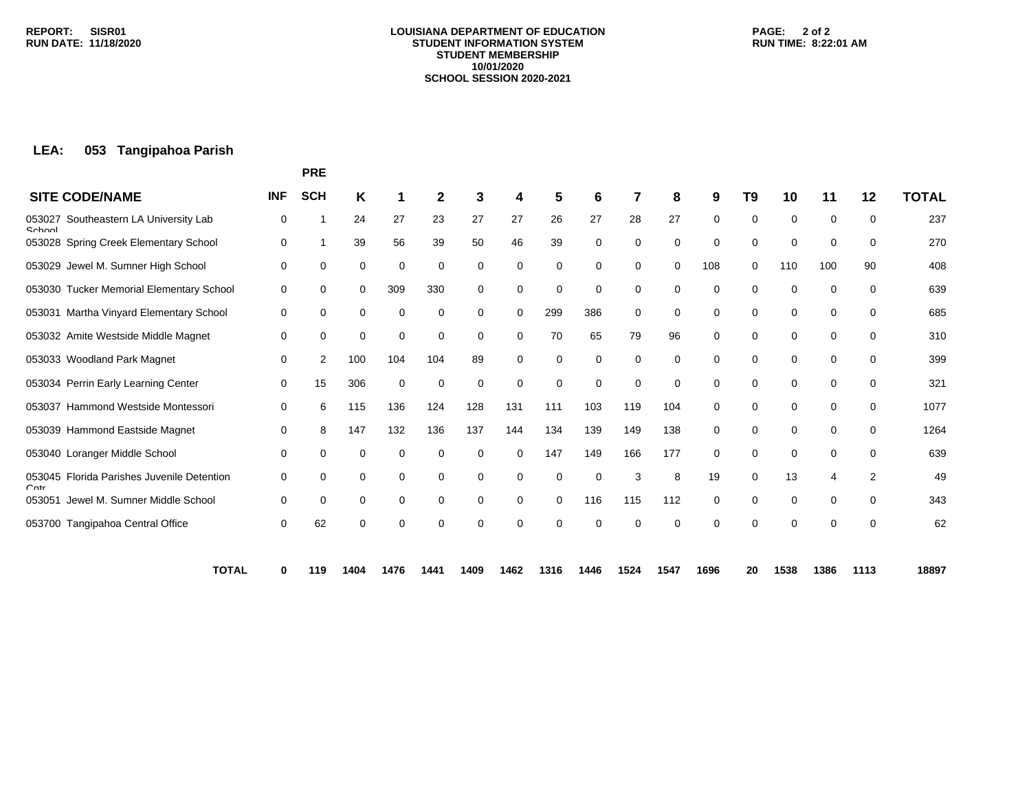**REPORT: SISR01**
**RUN DATE: 11/18/2020**

**LOUISIANA DEPARTMENT OF EDUCATION**
**STUDENT INFORMATION SYSTEM**
**STUDENT MEMBERSHIP**
**10/01/2020**
**SCHOOL SESSION 2020-2021**

**RUN TIME: 8:22:01 AM**

**LEA: 053 Tangipahoa Parish**

| SITE CODE/NAME | INF | PRE SCH | K | 1 | 2 | 3 | 4 | 5 | 6 | 7 | 8 | 9 | T9 | 10 | 11 | 12 | TOTAL |
|---|---|---|---|---|---|---|---|---|---|---|---|---|---|---|---|---|---|
| 053027 Southeastern LA University Lab School | 0 | 1 | 24 | 27 | 23 | 27 | 27 | 26 | 27 | 28 | 27 | 0 | 0 | 0 | 0 | 0 | 237 |
| 053028 Spring Creek Elementary School | 0 | 1 | 39 | 56 | 39 | 50 | 46 | 39 | 0 | 0 | 0 | 0 | 0 | 0 | 0 | 0 | 270 |
| 053029 Jewel M. Sumner High School | 0 | 0 | 0 | 0 | 0 | 0 | 0 | 0 | 0 | 0 | 0 | 108 | 0 | 110 | 100 | 90 | 408 |
| 053030 Tucker Memorial Elementary School | 0 | 0 | 0 | 309 | 330 | 0 | 0 | 0 | 0 | 0 | 0 | 0 | 0 | 0 | 0 | 0 | 639 |
| 053031 Martha Vinyard Elementary School | 0 | 0 | 0 | 0 | 0 | 0 | 0 | 299 | 386 | 0 | 0 | 0 | 0 | 0 | 0 | 0 | 685 |
| 053032 Amite Westside Middle Magnet | 0 | 0 | 0 | 0 | 0 | 0 | 0 | 70 | 65 | 79 | 96 | 0 | 0 | 0 | 0 | 0 | 310 |
| 053033 Woodland Park Magnet | 0 | 2 | 100 | 104 | 104 | 89 | 0 | 0 | 0 | 0 | 0 | 0 | 0 | 0 | 0 | 0 | 399 |
| 053034 Perrin Early Learning Center | 0 | 15 | 306 | 0 | 0 | 0 | 0 | 0 | 0 | 0 | 0 | 0 | 0 | 0 | 0 | 0 | 321 |
| 053037 Hammond Westside Montessori | 0 | 6 | 115 | 136 | 124 | 128 | 131 | 111 | 103 | 119 | 104 | 0 | 0 | 0 | 0 | 0 | 1077 |
| 053039 Hammond Eastside Magnet | 0 | 8 | 147 | 132 | 136 | 137 | 144 | 134 | 139 | 149 | 138 | 0 | 0 | 0 | 0 | 0 | 1264 |
| 053040 Loranger Middle School | 0 | 0 | 0 | 0 | 0 | 0 | 0 | 147 | 149 | 166 | 177 | 0 | 0 | 0 | 0 | 0 | 639 |
| 053045 Florida Parishes Juvenile Detention Cntr | 0 | 0 | 0 | 0 | 0 | 0 | 0 | 0 | 0 | 3 | 8 | 19 | 0 | 13 | 4 | 2 | 49 |
| 053051 Jewel M. Sumner Middle School | 0 | 0 | 0 | 0 | 0 | 0 | 0 | 0 | 116 | 115 | 112 | 0 | 0 | 0 | 0 | 0 | 343 |
| 053700 Tangipahoa Central Office | 0 | 62 | 0 | 0 | 0 | 0 | 0 | 0 | 0 | 0 | 0 | 0 | 0 | 0 | 0 | 0 | 62 |
| **TOTAL** | **0** | **119** | **1404** | **1476** | **1441** | **1409** | **1462** | **1316** | **1446** | **1524** | **1547** | **1696** | **20** | **1538** | **1386** | **1113** | **18897** |